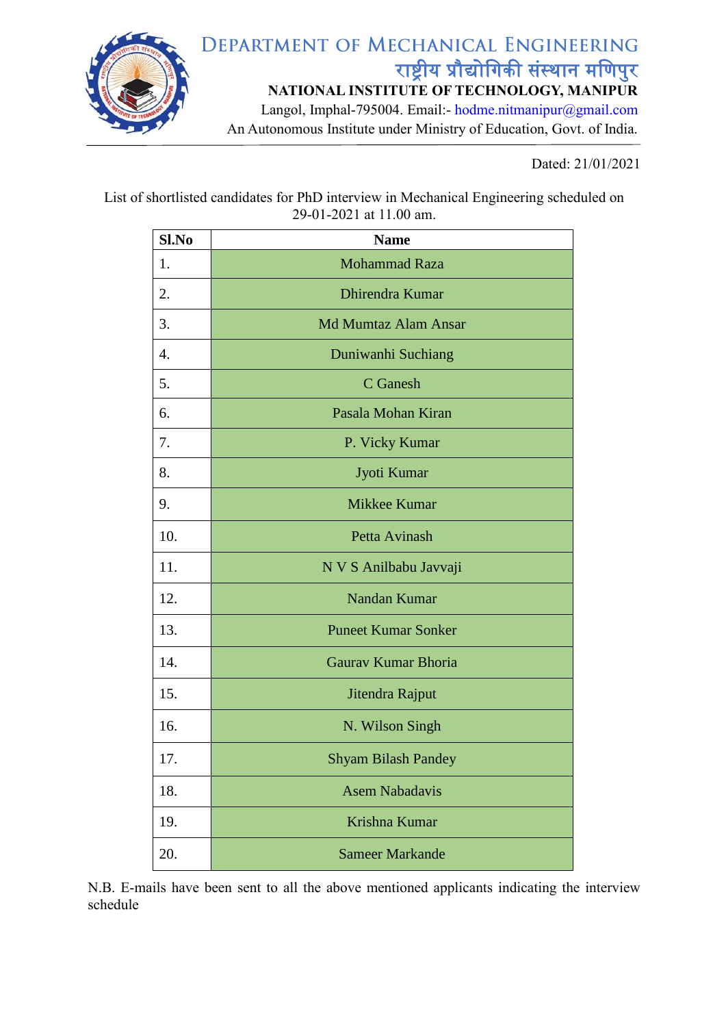# Department of Mechanical Engineering

## राष्ट्रीय प्रौद्योगिकी संस्थान मणिपुर

**NATIONAL INSTITUTE OF TECHNOLOGY, MANIPUR**

Langol, Imphal-795004. Email:- hodme.nitmanipur@gmail.com

An Autonomous Institute under Ministry of Education, Govt. of India.

Dated: 21/01/2021

List of shortlisted candidates for PhD interview in Mechanical Engineering scheduled on 29-01-2021 at 11.00 am.

| Sl.No | Name |
|---|---|
| 1. | Mohammad Raza |
| 2. | Dhirendra Kumar |
| 3. | Md Mumtaz Alam Ansar |
| 4. | Duniwanhi Suchiang |
| 5. | C Ganesh |
| 6. | Pasala Mohan Kiran |
| 7. | P. Vicky Kumar |
| 8. | Jyoti Kumar |
| 9. | Mikkee Kumar |
| 10. | Petta Avinash |
| 11. | N V S Anilbabu Javvaji |
| 12. | Nandan Kumar |
| 13. | Puneet Kumar Sonker |
| 14. | Gaurav Kumar Bhoria |
| 15. | Jitendra Rajput |
| 16. | N. Wilson Singh |
| 17. | Shyam Bilash Pandey |
| 18. | Asem Nabadavis |
| 19. | Krishna Kumar |
| 20. | Sameer Markande |

N.B. E-mails have been sent to all the above mentioned applicants indicating the interview schedule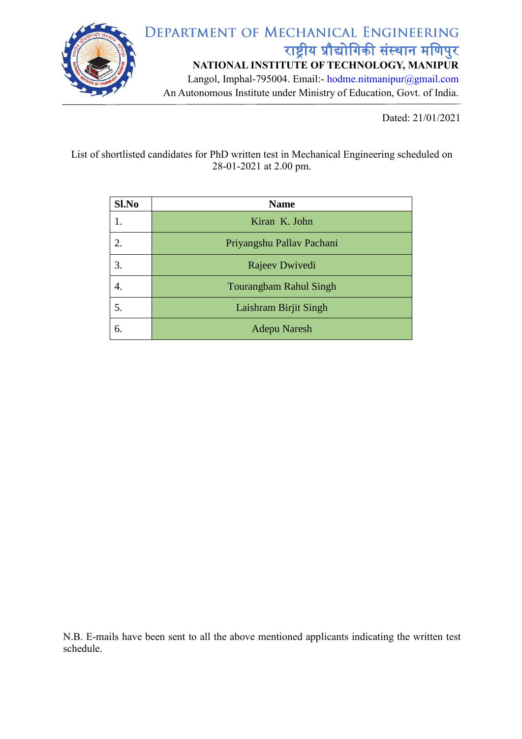# DEPARTMENT OF MECHANICAL ENGINEERING

## राष्ट्रीय प्रौद्योगिकी संस्थान मणिपुर

**NATIONAL INSTITUTE OF TECHNOLOGY, MANIPUR**

Langol, Imphal-795004. Email:- hodme.nitmanipur@gmail.com

An Autonomous Institute under Ministry of Education, Govt. of India.

Dated: 21/01/2021

List of shortlisted candidates for PhD written test in Mechanical Engineering scheduled on 28-01-2021 at 2.00 pm.

| Sl.No | Name |
|---|---|
| 1. | Kiran K. John |
| 2. | Priyangshu Pallav Pachani |
| 3. | Rajeev Dwivedi |
| 4. | Tourangbam Rahul Singh |
| 5. | Laishram Birjit Singh |
| 6. | Adepu Naresh |

N.B. E-mails have been sent to all the above mentioned applicants indicating the written test schedule.